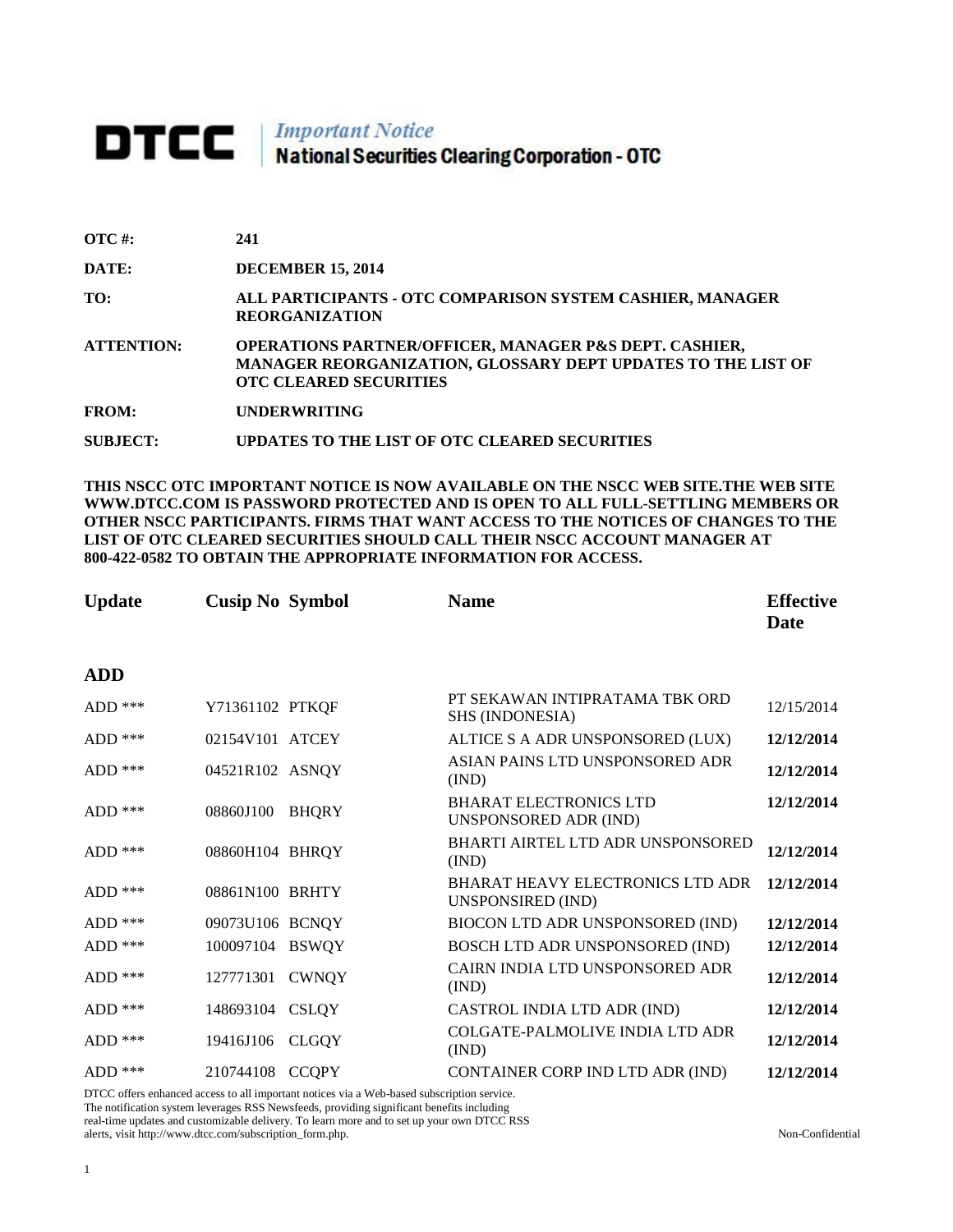# DTCC | *Important Notice* National Securities Clearing Corporation - OTC

**OTC #:** 241

**DATE:** DECEMBER 15, 2014

**TO:** ALL PARTICIPANTS - OTC COMPARISON SYSTEM CASHIER, MANAGER REORGANIZATION

**ATTENTION:** OPERATIONS PARTNER/OFFICER, MANAGER P&S DEPT. CASHIER, MANAGER REORGANIZATION, GLOSSARY DEPT UPDATES TO THE LIST OF OTC CLEARED SECURITIES

**FROM:** UNDERWRITING

**SUBJECT:** UPDATES TO THE LIST OF OTC CLEARED SECURITIES

**THIS NSCC OTC IMPORTANT NOTICE IS NOW AVAILABLE ON THE NSCC WEB SITE.THE WEB SITE WWW.DTCC.COM IS PASSWORD PROTECTED AND IS OPEN TO ALL FULL-SETTLING MEMBERS OR OTHER NSCC PARTICIPANTS. FIRMS THAT WANT ACCESS TO THE NOTICES OF CHANGES TO THE LIST OF OTC CLEARED SECURITIES SHOULD CALL THEIR NSCC ACCOUNT MANAGER AT 800-422-0582 TO OBTAIN THE APPROPRIATE INFORMATION FOR ACCESS.**

| Update | Cusip No | Symbol | Name | Effective Date |
|---|---|---|---|---|
| **ADD** | | | | |
| ADD *** | Y71361102 | PTKQF | PT SEKAWAN INTIPRATAMA TBK ORD SHS (INDONESIA) | 12/15/2014 |
| ADD *** | 02154V101 | ATCEY | ALTICE S A ADR UNSPONSORED (LUX) | **12/12/2014** |
| ADD *** | 04521R102 | ASNQY | ASIAN PAINS LTD UNSPONSORED ADR (IND) | **12/12/2014** |
| ADD *** | 08860J100 | BHQRY | BHARAT ELECTRONICS LTD UNSPONSORED ADR (IND) | **12/12/2014** |
| ADD *** | 08860H104 | BHRQY | BHARTI AIRTEL LTD ADR UNSPONSORED (IND) | **12/12/2014** |
| ADD *** | 08861N100 | BRHTY | BHARAT HEAVY ELECTRONICS LTD ADR UNSPONSIRED (IND) | **12/12/2014** |
| ADD *** | 09073U106 | BCNQY | BIOCON LTD ADR UNSPONSORED (IND) | **12/12/2014** |
| ADD *** | 100097104 | BSWQY | BOSCH LTD ADR UNSPONSORED (IND) | **12/12/2014** |
| ADD *** | 127771301 | CWNQY | CAIRN INDIA LTD UNSPONSORED ADR (IND) | **12/12/2014** |
| ADD *** | 148693104 | CSLQY | CASTROL INDIA LTD ADR (IND) | **12/12/2014** |
| ADD *** | 19416J106 | CLGQY | COLGATE-PALMOLIVE INDIA LTD ADR (IND) | **12/12/2014** |
| ADD *** | 210744108 | CCQPY | CONTAINER CORP IND LTD ADR (IND) | **12/12/2014** |

DTCC offers enhanced access to all important notices via a Web-based subscription service. The notification system leverages RSS Newsfeeds, providing significant benefits including real-time updates and customizable delivery. To learn more and to set up your own DTCC RSS alerts, visit http://www.dtcc.com/subscription_form.php.

Non-Confidential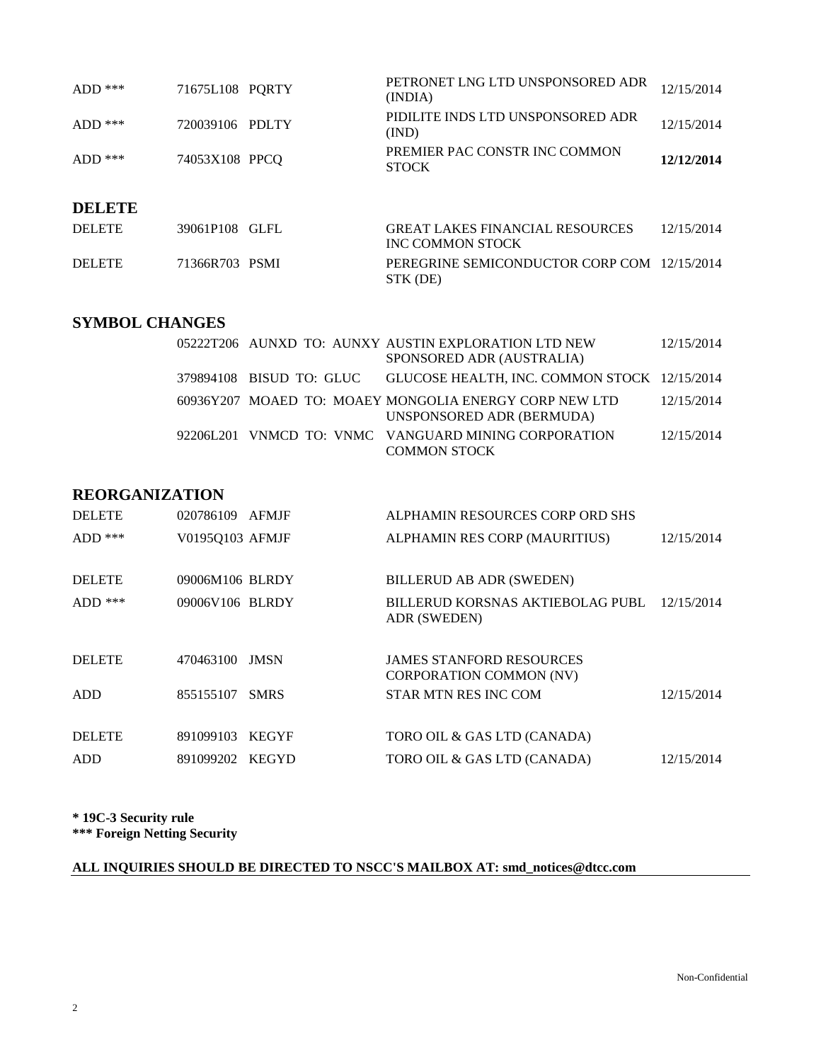| | | | | |
|---|---|---|---|---|
| ADD *** | 71675L108 | PQRTY | PETRONET LNG LTD UNSPONSORED ADR (INDIA) | 12/15/2014 |
| ADD *** | 720039106 | PDLTY | PIDILITE INDS LTD UNSPONSORED ADR (IND) | 12/15/2014 |
| ADD *** | 74053X108 | PPCQ | PREMIER PAC CONSTR INC COMMON STOCK | **12/12/2014** |

## DELETE

| | | | | |
|---|---|---|---|---|
| DELETE | 39061P108 | GLFL | GREAT LAKES FINANCIAL RESOURCES INC COMMON STOCK | 12/15/2014 |
| DELETE | 71366R703 | PSMI | PEREGRINE SEMICONDUCTOR CORP COM STK (DE) | 12/15/2014 |

## SYMBOL CHANGES

| | | | |
|---|---|---|---|
| 05222T206 | AUNXD TO: AUNXY | AUSTIN EXPLORATION LTD NEW SPONSORED ADR (AUSTRALIA) | 12/15/2014 |
| 379894108 | BISUD TO: GLUC | GLUCOSE HEALTH, INC. COMMON STOCK | 12/15/2014 |
| 60936Y207 | MOAED TO: MOAEY | MONGOLIA ENERGY CORP NEW LTD UNSPONSORED ADR (BERMUDA) | 12/15/2014 |
| 92206L201 | VNMCD TO: VNMC | VANGUARD MINING CORPORATION COMMON STOCK | 12/15/2014 |

## REORGANIZATION

| | | | | |
|---|---|---|---|---|
| DELETE | 020786109 | AFMJF | ALPHAMIN RESOURCES CORP ORD SHS | |
| ADD *** | V0195Q103 | AFMJF | ALPHAMIN RES CORP (MAURITIUS) | 12/15/2014 |
| DELETE | 09006M106 | BLRDY | BILLERUD AB ADR (SWEDEN) | |
| ADD *** | 09006V106 | BLRDY | BILLERUD KORSNAS AKTIEBOLAG PUBL ADR (SWEDEN) | 12/15/2014 |
| DELETE | 470463100 | JMSN | JAMES STANFORD RESOURCES CORPORATION COMMON (NV) | |
| ADD | 855155107 | SMRS | STAR MTN RES INC COM | 12/15/2014 |
| DELETE | 891099103 | KEGYF | TORO OIL & GAS LTD (CANADA) | |
| ADD | 891099202 | KEGYD | TORO OIL & GAS LTD (CANADA) | 12/15/2014 |

**\* 19C-3 Security rule**
**\*\*\* Foreign Netting Security**

**ALL INQUIRIES SHOULD BE DIRECTED TO NSCC'S MAILBOX AT: smd_notices@dtcc.com**

Non-Confidential